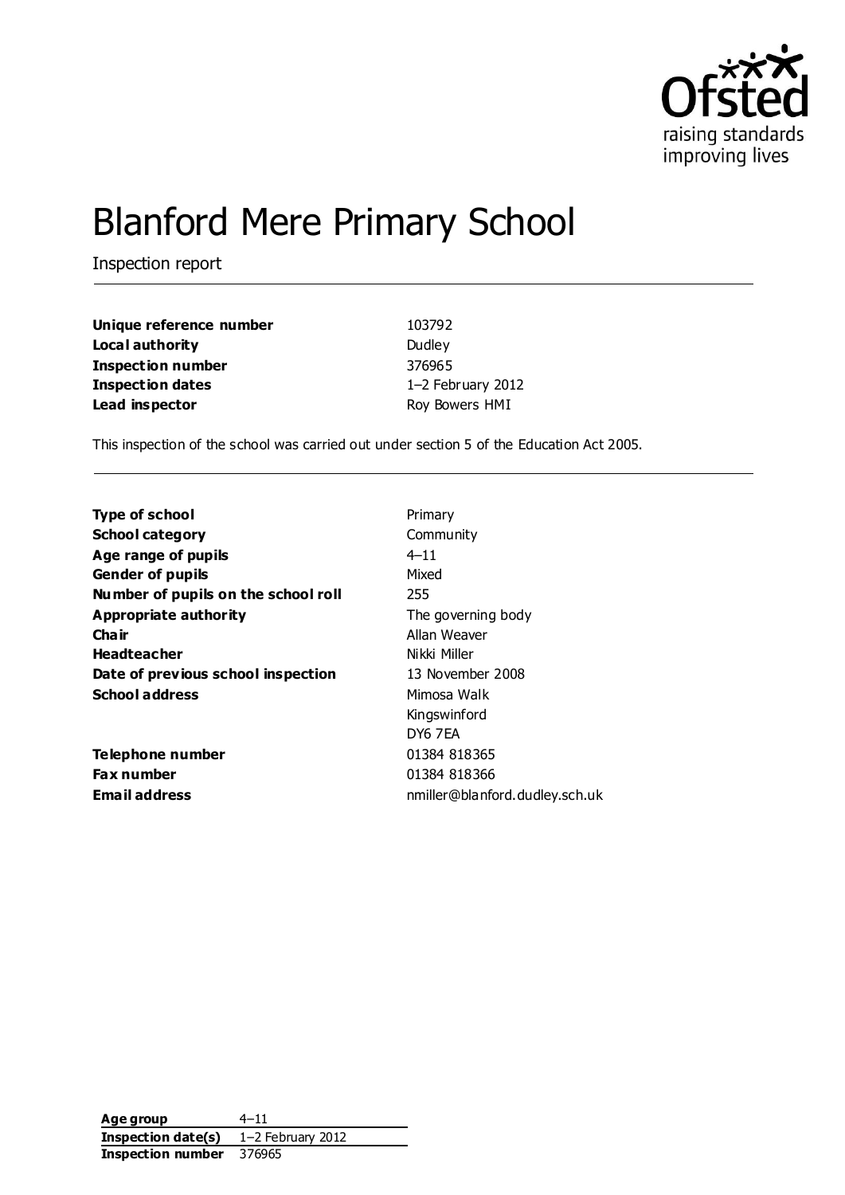raising standards
improving lives

# Blanford Mere Primary School

Inspection report

| | |
|---|---|
| **Unique reference number** | 103792 |
| **Local authority** | Dudley |
| **Inspection number** | 376965 |
| **Inspection dates** | 1–2 February 2012 |
| **Lead inspector** | Roy Bowers HMI |

This inspection of the school was carried out under section 5 of the Education Act 2005.

| | |
|---|---|
| **Type of school** | Primary |
| **School category** | Community |
| **Age range of pupils** | 4–11 |
| **Gender of pupils** | Mixed |
| **Number of pupils on the school roll** | 255 |
| **Appropriate authority** | The governing body |
| **Chair** | Allan Weaver |
| **Headteacher** | Nikki Miller |
| **Date of previous school inspection** | 13 November 2008 |
| **School address** | Mimosa Walk<br>Kingswinford<br>DY6 7EA |
| **Telephone number** | 01384 818365 |
| **Fax number** | 01384 818366 |
| **Email address** | nmiller@blanford.dudley.sch.uk |

| | |
|---|---|
| **Age group** | 4–11 |
| **Inspection date(s)** | 1–2 February 2012 |
| **Inspection number** | 376965 |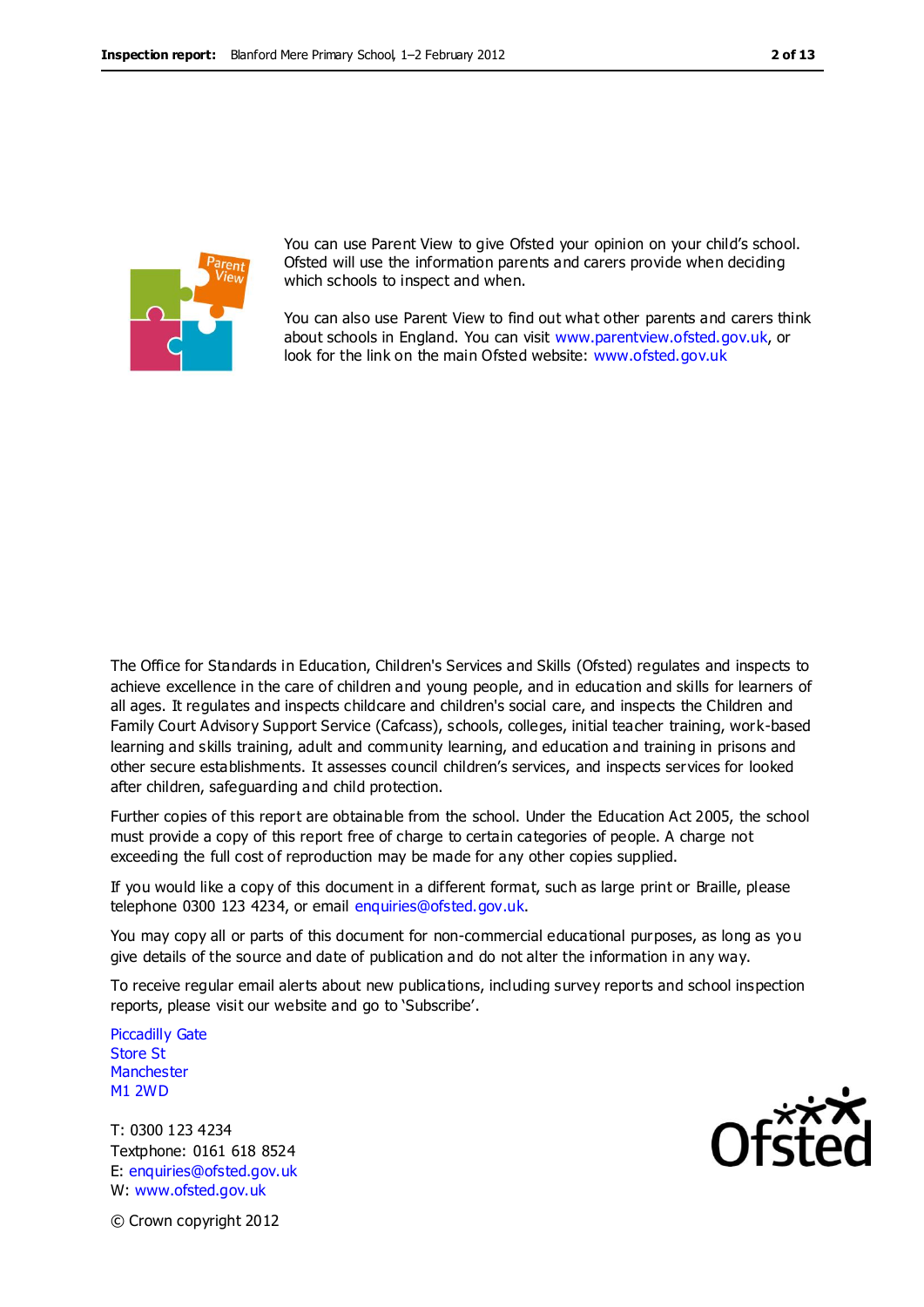You can use Parent View to give Ofsted your opinion on your child's school. Ofsted will use the information parents and carers provide when deciding which schools to inspect and when.

You can also use Parent View to find out what other parents and carers think about schools in England. You can visit www.parentview.ofsted.gov.uk, or look for the link on the main Ofsted website: www.ofsted.gov.uk

The Office for Standards in Education, Children's Services and Skills (Ofsted) regulates and inspects to achieve excellence in the care of children and young people, and in education and skills for learners of all ages. It regulates and inspects childcare and children's social care, and inspects the Children and Family Court Advisory Support Service (Cafcass), schools, colleges, initial teacher training, work-based learning and skills training, adult and community learning, and education and training in prisons and other secure establishments. It assesses council children's services, and inspects services for looked after children, safeguarding and child protection.

Further copies of this report are obtainable from the school. Under the Education Act 2005, the school must provide a copy of this report free of charge to certain categories of people. A charge not exceeding the full cost of reproduction may be made for any other copies supplied.

If you would like a copy of this document in a different format, such as large print or Braille, please telephone 0300 123 4234, or email enquiries@ofsted.gov.uk.

You may copy all or parts of this document for non-commercial educational purposes, as long as you give details of the source and date of publication and do not alter the information in any way.

To receive regular email alerts about new publications, including survey reports and school inspection reports, please visit our website and go to 'Subscribe'.

Piccadilly Gate
Store St
Manchester
M1 2WD

T: 0300 123 4234
Textphone: 0161 618 8524
E: enquiries@ofsted.gov.uk
W: www.ofsted.gov.uk

© Crown copyright 2012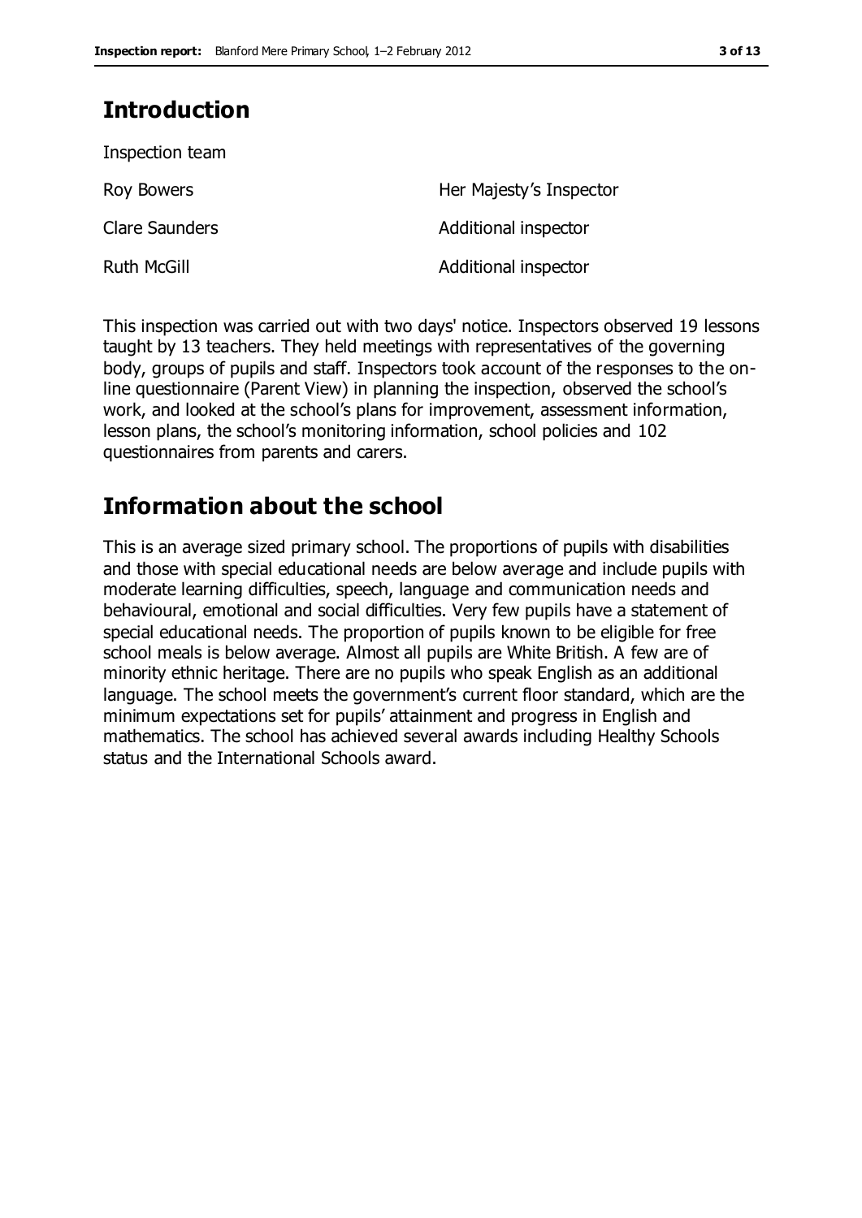## Introduction

Inspection team

| | |
|---|---|
| Roy Bowers | Her Majesty's Inspector |
| Clare Saunders | Additional inspector |
| Ruth McGill | Additional inspector |

This inspection was carried out with two days' notice. Inspectors observed 19 lessons taught by 13 teachers. They held meetings with representatives of the governing body, groups of pupils and staff. Inspectors took account of the responses to the on-line questionnaire (Parent View) in planning the inspection, observed the school's work, and looked at the school's plans for improvement, assessment information, lesson plans, the school's monitoring information, school policies and 102 questionnaires from parents and carers.

## Information about the school

This is an average sized primary school. The proportions of pupils with disabilities and those with special educational needs are below average and include pupils with moderate learning difficulties, speech, language and communication needs and behavioural, emotional and social difficulties. Very few pupils have a statement of special educational needs. The proportion of pupils known to be eligible for free school meals is below average. Almost all pupils are White British. A few are of minority ethnic heritage. There are no pupils who speak English as an additional language. The school meets the government's current floor standard, which are the minimum expectations set for pupils' attainment and progress in English and mathematics. The school has achieved several awards including Healthy Schools status and the International Schools award.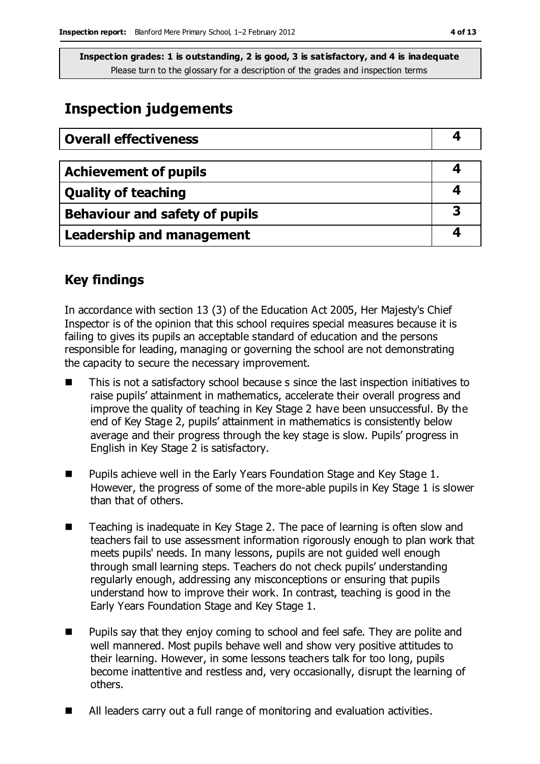**Inspection grades: 1 is outstanding, 2 is good, 3 is satisfactory, and 4 is inadequate**
Please turn to the glossary for a description of the grades and inspection terms

# Inspection judgements

| **Overall effectiveness** | **4** |
|---|---|

| **Achievement of pupils** | **4** |
|---|---|
| **Quality of teaching** | **4** |
| **Behaviour and safety of pupils** | **3** |
| **Leadership and management** | **4** |

## Key findings

In accordance with section 13 (3) of the Education Act 2005, Her Majesty's Chief Inspector is of the opinion that this school requires special measures because it is failing to gives its pupils an acceptable standard of education and the persons responsible for leading, managing or governing the school are not demonstrating the capacity to secure the necessary improvement.

- This is not a satisfactory school because s since the last inspection initiatives to raise pupils' attainment in mathematics, accelerate their overall progress and improve the quality of teaching in Key Stage 2 have been unsuccessful. By the end of Key Stage 2, pupils' attainment in mathematics is consistently below average and their progress through the key stage is slow. Pupils' progress in English in Key Stage 2 is satisfactory.
- Pupils achieve well in the Early Years Foundation Stage and Key Stage 1. However, the progress of some of the more-able pupils in Key Stage 1 is slower than that of others.
- Teaching is inadequate in Key Stage 2. The pace of learning is often slow and teachers fail to use assessment information rigorously enough to plan work that meets pupils' needs. In many lessons, pupils are not guided well enough through small learning steps. Teachers do not check pupils' understanding regularly enough, addressing any misconceptions or ensuring that pupils understand how to improve their work. In contrast, teaching is good in the Early Years Foundation Stage and Key Stage 1.
- Pupils say that they enjoy coming to school and feel safe. They are polite and well mannered. Most pupils behave well and show very positive attitudes to their learning. However, in some lessons teachers talk for too long, pupils become inattentive and restless and, very occasionally, disrupt the learning of others.
- All leaders carry out a full range of monitoring and evaluation activities.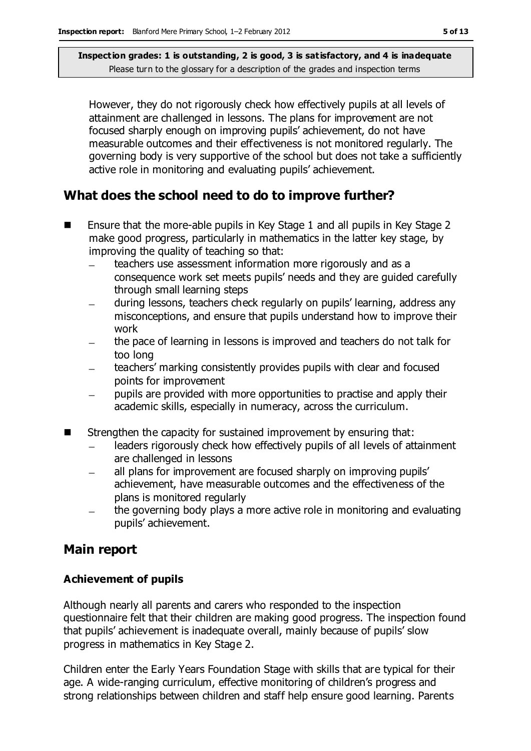**Inspection grades: 1 is outstanding, 2 is good, 3 is satisfactory, and 4 is inadequate**
Please turn to the glossary for a description of the grades and inspection terms

However, they do not rigorously check how effectively pupils at all levels of attainment are challenged in lessons. The plans for improvement are not focused sharply enough on improving pupils' achievement, do not have measurable outcomes and their effectiveness is not monitored regularly. The governing body is very supportive of the school but does not take a sufficiently active role in monitoring and evaluating pupils' achievement.

## What does the school need to do to improve further?

- Ensure that the more-able pupils in Key Stage 1 and all pupils in Key Stage 2 make good progress, particularly in mathematics in the latter key stage, by improving the quality of teaching so that:
  - teachers use assessment information more rigorously and as a consequence work set meets pupils' needs and they are guided carefully through small learning steps
  - during lessons, teachers check regularly on pupils' learning, address any misconceptions, and ensure that pupils understand how to improve their work
  - the pace of learning in lessons is improved and teachers do not talk for too long
  - teachers' marking consistently provides pupils with clear and focused points for improvement
  - pupils are provided with more opportunities to practise and apply their academic skills, especially in numeracy, across the curriculum.
- Strengthen the capacity for sustained improvement by ensuring that:
  - leaders rigorously check how effectively pupils of all levels of attainment are challenged in lessons
  - all plans for improvement are focused sharply on improving pupils' achievement, have measurable outcomes and the effectiveness of the plans is monitored regularly
  - the governing body plays a more active role in monitoring and evaluating pupils' achievement.

## Main report

### Achievement of pupils

Although nearly all parents and carers who responded to the inspection questionnaire felt that their children are making good progress. The inspection found that pupils' achievement is inadequate overall, mainly because of pupils' slow progress in mathematics in Key Stage 2.

Children enter the Early Years Foundation Stage with skills that are typical for their age. A wide-ranging curriculum, effective monitoring of children's progress and strong relationships between children and staff help ensure good learning. Parents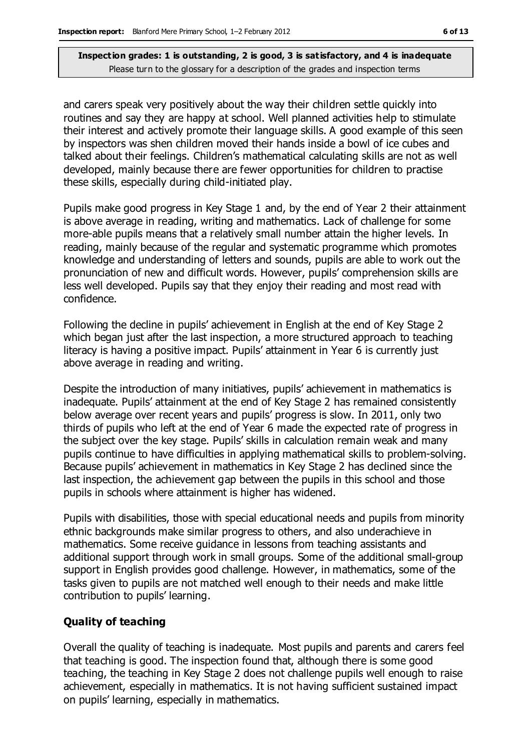and carers speak very positively about the way their children settle quickly into routines and say they are happy at school. Well planned activities help to stimulate their interest and actively promote their language skills. A good example of this seen by inspectors was shen children moved their hands inside a bowl of ice cubes and talked about their feelings. Children's mathematical calculating skills are not as well developed, mainly because there are fewer opportunities for children to practise these skills, especially during child-initiated play.

Pupils make good progress in Key Stage 1 and, by the end of Year 2 their attainment is above average in reading, writing and mathematics. Lack of challenge for some more-able pupils means that a relatively small number attain the higher levels. In reading, mainly because of the regular and systematic programme which promotes knowledge and understanding of letters and sounds, pupils are able to work out the pronunciation of new and difficult words. However, pupils' comprehension skills are less well developed. Pupils say that they enjoy their reading and most read with confidence.

Following the decline in pupils' achievement in English at the end of Key Stage 2 which began just after the last inspection, a more structured approach to teaching literacy is having a positive impact. Pupils' attainment in Year 6 is currently just above average in reading and writing.

Despite the introduction of many initiatives, pupils' achievement in mathematics is inadequate. Pupils' attainment at the end of Key Stage 2 has remained consistently below average over recent years and pupils' progress is slow. In 2011, only two thirds of pupils who left at the end of Year 6 made the expected rate of progress in the subject over the key stage. Pupils' skills in calculation remain weak and many pupils continue to have difficulties in applying mathematical skills to problem-solving. Because pupils' achievement in mathematics in Key Stage 2 has declined since the last inspection, the achievement gap between the pupils in this school and those pupils in schools where attainment is higher has widened.

Pupils with disabilities, those with special educational needs and pupils from minority ethnic backgrounds make similar progress to others, and also underachieve in mathematics. Some receive guidance in lessons from teaching assistants and additional support through work in small groups. Some of the additional small-group support in English provides good challenge. However, in mathematics, some of the tasks given to pupils are not matched well enough to their needs and make little contribution to pupils' learning.

### Quality of teaching

Overall the quality of teaching is inadequate. Most pupils and parents and carers feel that teaching is good. The inspection found that, although there is some good teaching, the teaching in Key Stage 2 does not challenge pupils well enough to raise achievement, especially in mathematics. It is not having sufficient sustained impact on pupils' learning, especially in mathematics.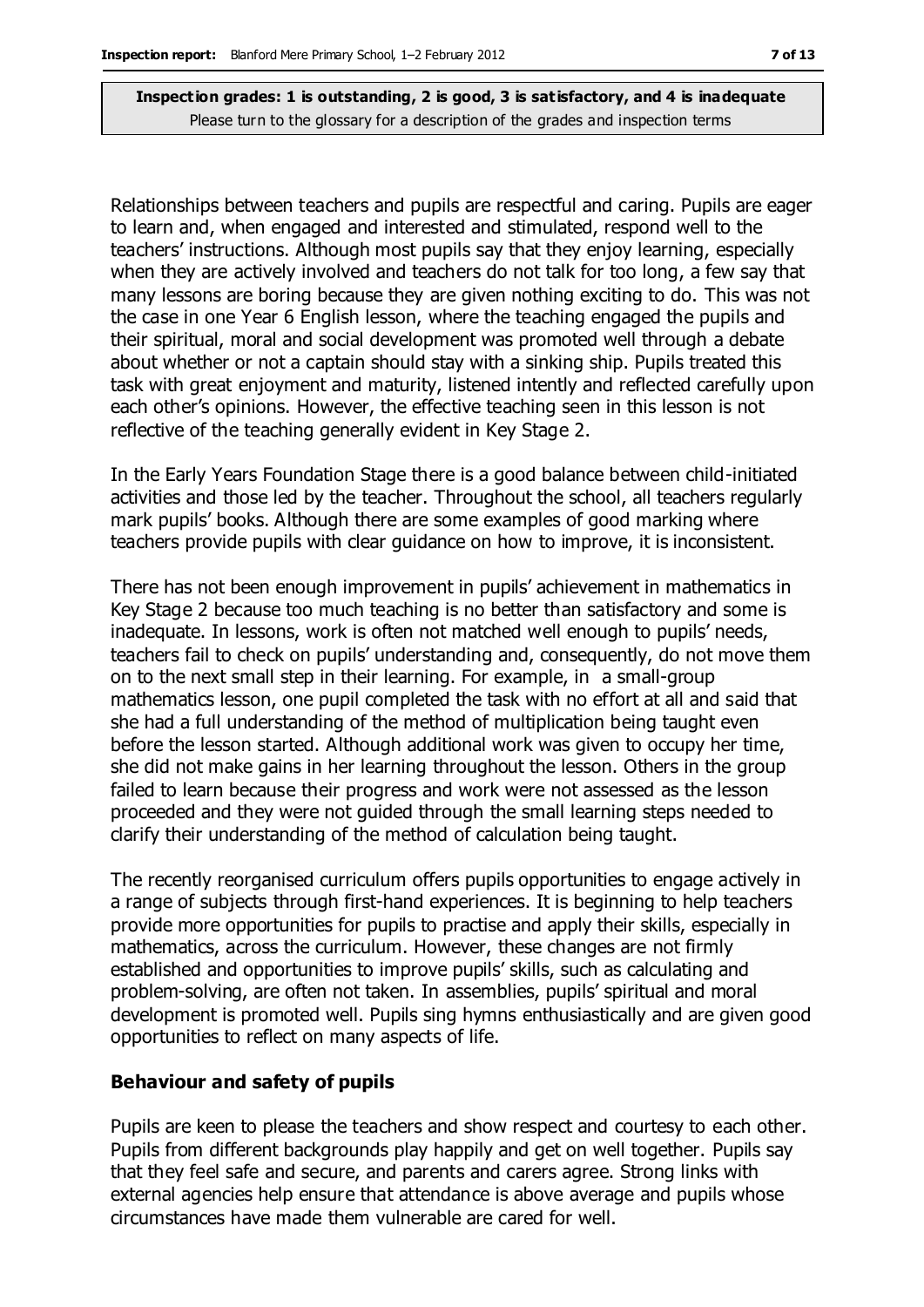Relationships between teachers and pupils are respectful and caring. Pupils are eager to learn and, when engaged and interested and stimulated, respond well to the teachers' instructions. Although most pupils say that they enjoy learning, especially when they are actively involved and teachers do not talk for too long, a few say that many lessons are boring because they are given nothing exciting to do. This was not the case in one Year 6 English lesson, where the teaching engaged the pupils and their spiritual, moral and social development was promoted well through a debate about whether or not a captain should stay with a sinking ship. Pupils treated this task with great enjoyment and maturity, listened intently and reflected carefully upon each other's opinions. However, the effective teaching seen in this lesson is not reflective of the teaching generally evident in Key Stage 2.

In the Early Years Foundation Stage there is a good balance between child-initiated activities and those led by the teacher. Throughout the school, all teachers regularly mark pupils' books. Although there are some examples of good marking where teachers provide pupils with clear guidance on how to improve, it is inconsistent.

There has not been enough improvement in pupils' achievement in mathematics in Key Stage 2 because too much teaching is no better than satisfactory and some is inadequate. In lessons, work is often not matched well enough to pupils' needs, teachers fail to check on pupils' understanding and, consequently, do not move them on to the next small step in their learning. For example, in a small-group mathematics lesson, one pupil completed the task with no effort at all and said that she had a full understanding of the method of multiplication being taught even before the lesson started. Although additional work was given to occupy her time, she did not make gains in her learning throughout the lesson. Others in the group failed to learn because their progress and work were not assessed as the lesson proceeded and they were not guided through the small learning steps needed to clarify their understanding of the method of calculation being taught.

The recently reorganised curriculum offers pupils opportunities to engage actively in a range of subjects through first-hand experiences. It is beginning to help teachers provide more opportunities for pupils to practise and apply their skills, especially in mathematics, across the curriculum. However, these changes are not firmly established and opportunities to improve pupils' skills, such as calculating and problem-solving, are often not taken. In assemblies, pupils' spiritual and moral development is promoted well. Pupils sing hymns enthusiastically and are given good opportunities to reflect on many aspects of life.

### Behaviour and safety of pupils

Pupils are keen to please the teachers and show respect and courtesy to each other. Pupils from different backgrounds play happily and get on well together. Pupils say that they feel safe and secure, and parents and carers agree. Strong links with external agencies help ensure that attendance is above average and pupils whose circumstances have made them vulnerable are cared for well.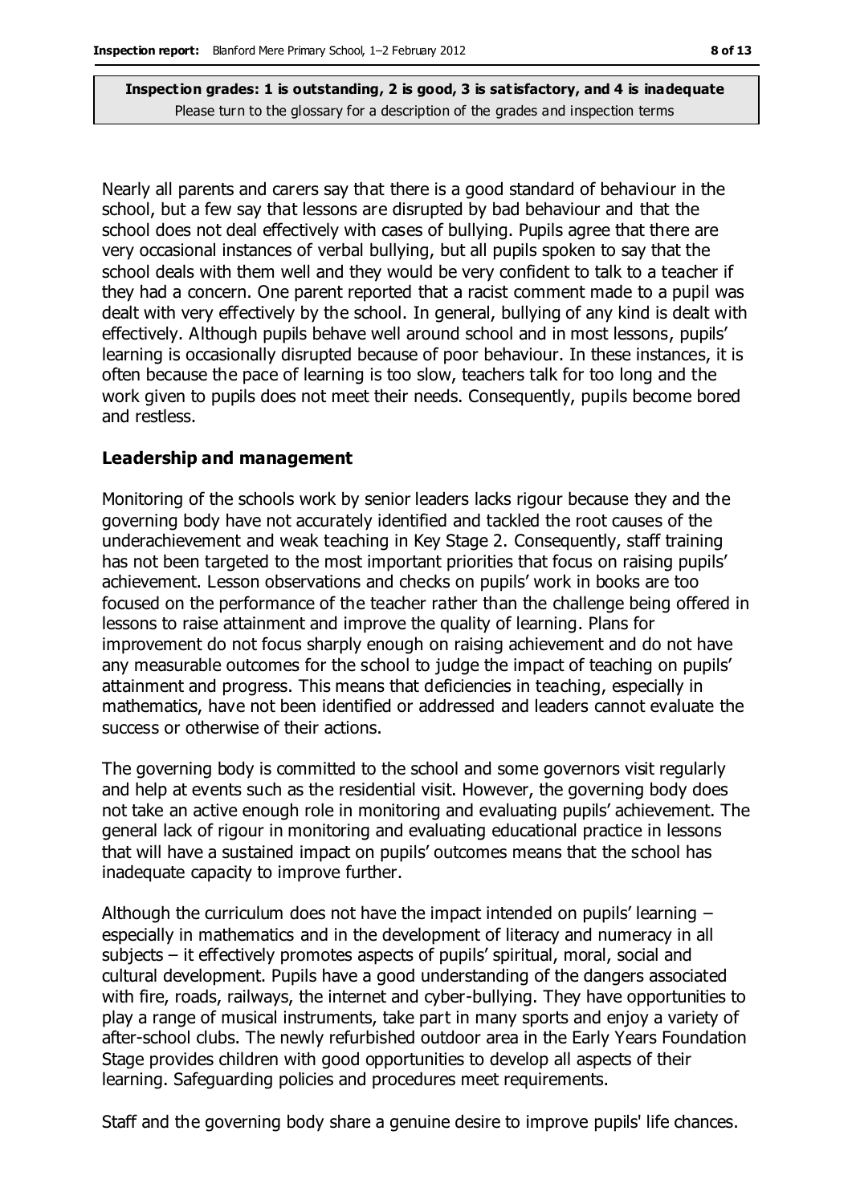Nearly all parents and carers say that there is a good standard of behaviour in the school, but a few say that lessons are disrupted by bad behaviour and that the school does not deal effectively with cases of bullying. Pupils agree that there are very occasional instances of verbal bullying, but all pupils spoken to say that the school deals with them well and they would be very confident to talk to a teacher if they had a concern. One parent reported that a racist comment made to a pupil was dealt with very effectively by the school. In general, bullying of any kind is dealt with effectively. Although pupils behave well around school and in most lessons, pupils' learning is occasionally disrupted because of poor behaviour. In these instances, it is often because the pace of learning is too slow, teachers talk for too long and the work given to pupils does not meet their needs. Consequently, pupils become bored and restless.

### Leadership and management

Monitoring of the schools work by senior leaders lacks rigour because they and the governing body have not accurately identified and tackled the root causes of the underachievement and weak teaching in Key Stage 2. Consequently, staff training has not been targeted to the most important priorities that focus on raising pupils' achievement. Lesson observations and checks on pupils' work in books are too focused on the performance of the teacher rather than the challenge being offered in lessons to raise attainment and improve the quality of learning. Plans for improvement do not focus sharply enough on raising achievement and do not have any measurable outcomes for the school to judge the impact of teaching on pupils' attainment and progress. This means that deficiencies in teaching, especially in mathematics, have not been identified or addressed and leaders cannot evaluate the success or otherwise of their actions.

The governing body is committed to the school and some governors visit regularly and help at events such as the residential visit. However, the governing body does not take an active enough role in monitoring and evaluating pupils' achievement. The general lack of rigour in monitoring and evaluating educational practice in lessons that will have a sustained impact on pupils' outcomes means that the school has inadequate capacity to improve further.

Although the curriculum does not have the impact intended on pupils' learning – especially in mathematics and in the development of literacy and numeracy in all subjects – it effectively promotes aspects of pupils' spiritual, moral, social and cultural development. Pupils have a good understanding of the dangers associated with fire, roads, railways, the internet and cyber-bullying. They have opportunities to play a range of musical instruments, take part in many sports and enjoy a variety of after-school clubs. The newly refurbished outdoor area in the Early Years Foundation Stage provides children with good opportunities to develop all aspects of their learning. Safeguarding policies and procedures meet requirements.

Staff and the governing body share a genuine desire to improve pupils' life chances.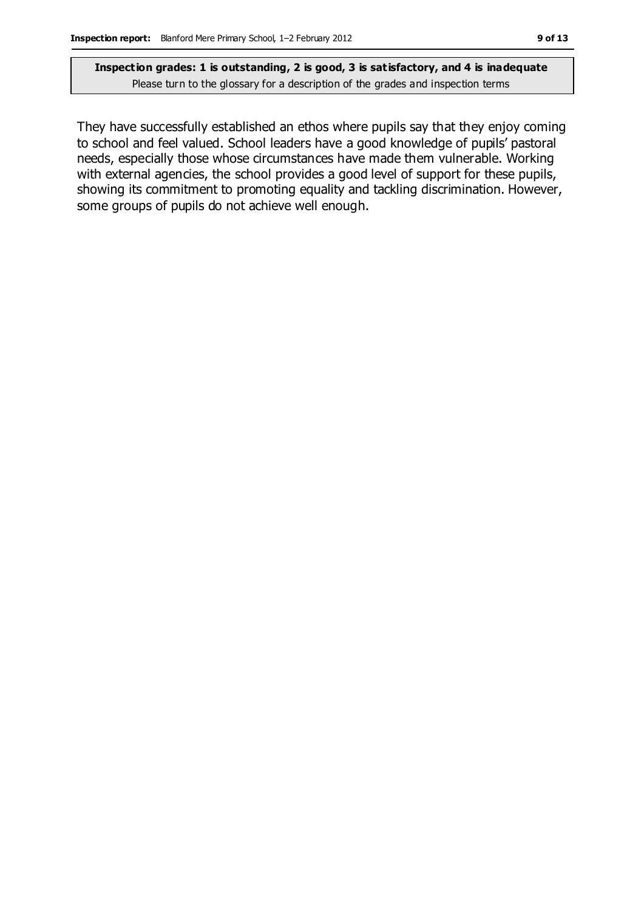They have successfully established an ethos where pupils say that they enjoy coming to school and feel valued. School leaders have a good knowledge of pupils' pastoral needs, especially those whose circumstances have made them vulnerable. Working with external agencies, the school provides a good level of support for these pupils, showing its commitment to promoting equality and tackling discrimination. However, some groups of pupils do not achieve well enough.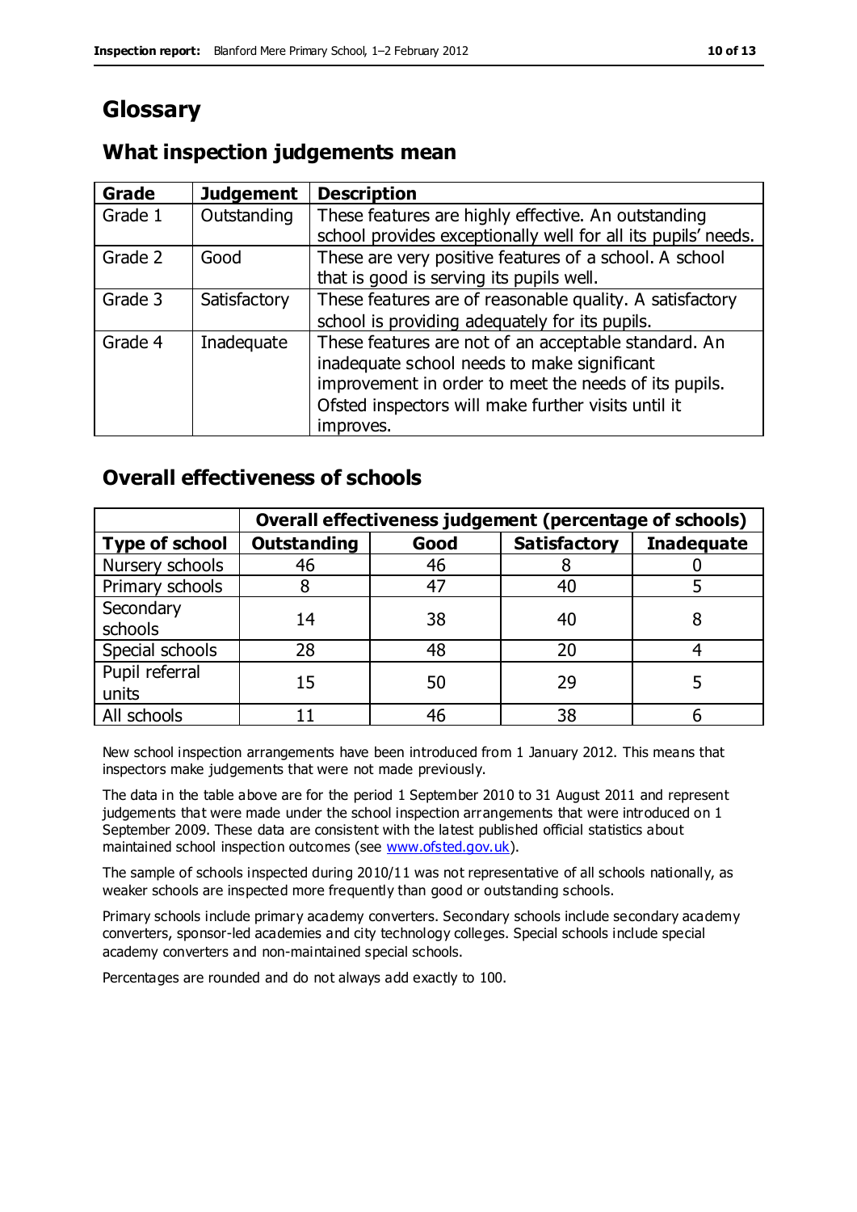# Glossary

## What inspection judgements mean

| Grade | Judgement | Description |
|---|---|---|
| Grade 1 | Outstanding | These features are highly effective. An outstanding school provides exceptionally well for all its pupils' needs. |
| Grade 2 | Good | These are very positive features of a school. A school that is good is serving its pupils well. |
| Grade 3 | Satisfactory | These features are of reasonable quality. A satisfactory school is providing adequately for its pupils. |
| Grade 4 | Inadequate | These features are not of an acceptable standard. An inadequate school needs to make significant improvement in order to meet the needs of its pupils. Ofsted inspectors will make further visits until it improves. |

## Overall effectiveness of schools

| | Overall effectiveness judgement (percentage of schools) | | | |
|---|---|---|---|---|
| **Type of school** | **Outstanding** | **Good** | **Satisfactory** | **Inadequate** |
| Nursery schools | 46 | 46 | 8 | 0 |
| Primary schools | 8 | 47 | 40 | 5 |
| Secondary schools | 14 | 38 | 40 | 8 |
| Special schools | 28 | 48 | 20 | 4 |
| Pupil referral units | 15 | 50 | 29 | 5 |
| All schools | 11 | 46 | 38 | 6 |

New school inspection arrangements have been introduced from 1 January 2012. This means that inspectors make judgements that were not made previously.

The data in the table above are for the period 1 September 2010 to 31 August 2011 and represent judgements that were made under the school inspection arrangements that were introduced on 1 September 2009. These data are consistent with the latest published official statistics about maintained school inspection outcomes (see www.ofsted.gov.uk).

The sample of schools inspected during 2010/11 was not representative of all schools nationally, as weaker schools are inspected more frequently than good or outstanding schools.

Primary schools include primary academy converters. Secondary schools include secondary academy converters, sponsor-led academies and city technology colleges. Special schools include special academy converters and non-maintained special schools.

Percentages are rounded and do not always add exactly to 100.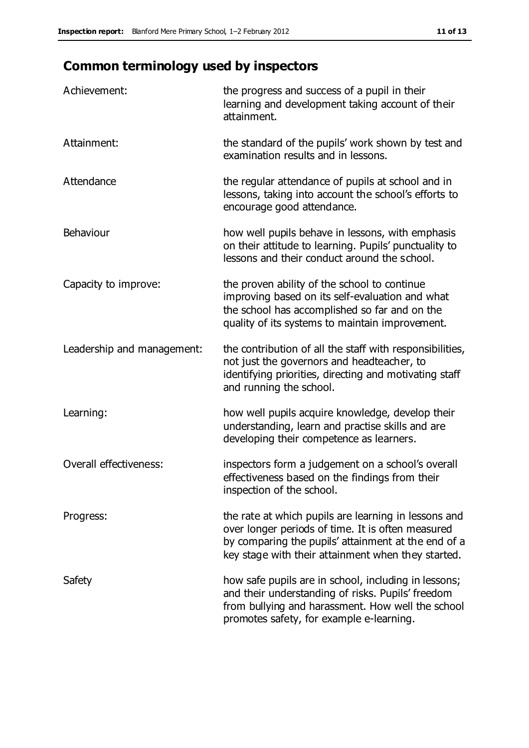## Common terminology used by inspectors

| | |
|---|---|
| Achievement: | the progress and success of a pupil in their learning and development taking account of their attainment. |
| Attainment: | the standard of the pupils' work shown by test and examination results and in lessons. |
| Attendance | the regular attendance of pupils at school and in lessons, taking into account the school's efforts to encourage good attendance. |
| Behaviour | how well pupils behave in lessons, with emphasis on their attitude to learning. Pupils' punctuality to lessons and their conduct around the school. |
| Capacity to improve: | the proven ability of the school to continue improving based on its self-evaluation and what the school has accomplished so far and on the quality of its systems to maintain improvement. |
| Leadership and management: | the contribution of all the staff with responsibilities, not just the governors and headteacher, to identifying priorities, directing and motivating staff and running the school. |
| Learning: | how well pupils acquire knowledge, develop their understanding, learn and practise skills and are developing their competence as learners. |
| Overall effectiveness: | inspectors form a judgement on a school's overall effectiveness based on the findings from their inspection of the school. |
| Progress: | the rate at which pupils are learning in lessons and over longer periods of time. It is often measured by comparing the pupils' attainment at the end of a key stage with their attainment when they started. |
| Safety | how safe pupils are in school, including in lessons; and their understanding of risks. Pupils' freedom from bullying and harassment. How well the school promotes safety, for example e-learning. |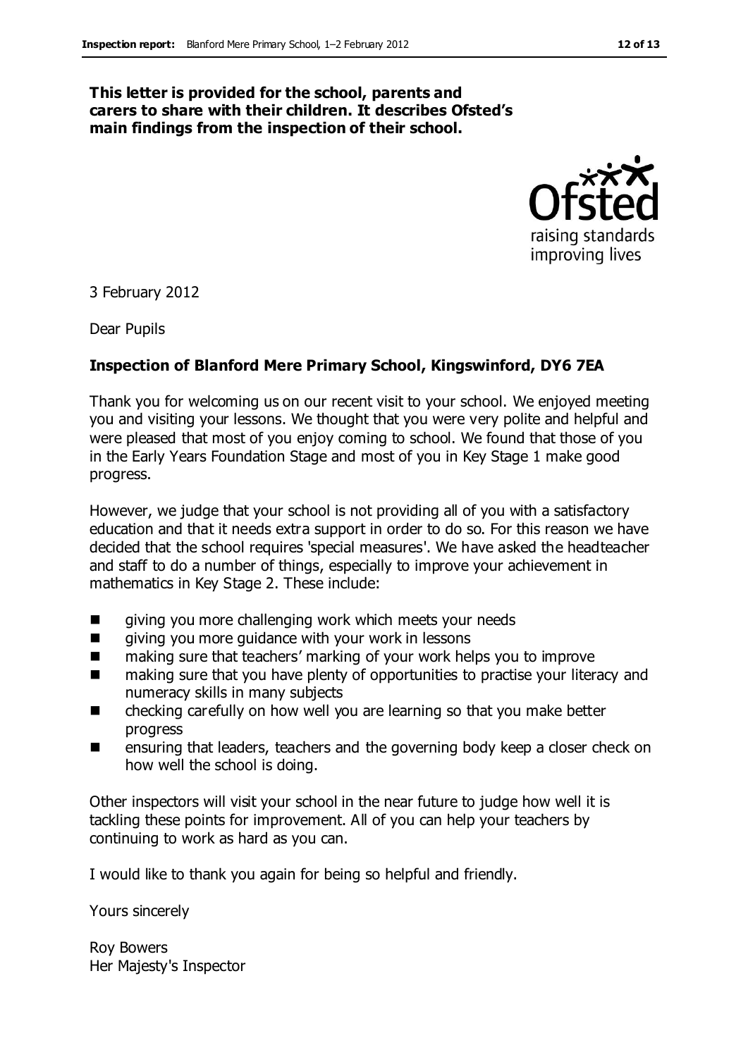**This letter is provided for the school, parents and carers to share with their children. It describes Ofsted's main findings from the inspection of their school.**

3 February 2012

Dear Pupils

**Inspection of Blanford Mere Primary School, Kingswinford, DY6 7EA**

Thank you for welcoming us on our recent visit to your school. We enjoyed meeting you and visiting your lessons. We thought that you were very polite and helpful and were pleased that most of you enjoy coming to school. We found that those of you in the Early Years Foundation Stage and most of you in Key Stage 1 make good progress.

However, we judge that your school is not providing all of you with a satisfactory education and that it needs extra support in order to do so. For this reason we have decided that the school requires 'special measures'. We have asked the headteacher and staff to do a number of things, especially to improve your achievement in mathematics in Key Stage 2. These include:

- giving you more challenging work which meets your needs
- giving you more guidance with your work in lessons
- making sure that teachers' marking of your work helps you to improve
- making sure that you have plenty of opportunities to practise your literacy and numeracy skills in many subjects
- checking carefully on how well you are learning so that you make better progress
- ensuring that leaders, teachers and the governing body keep a closer check on how well the school is doing.

Other inspectors will visit your school in the near future to judge how well it is tackling these points for improvement. All of you can help your teachers by continuing to work as hard as you can.

I would like to thank you again for being so helpful and friendly.

Yours sincerely

Roy Bowers
Her Majesty's Inspector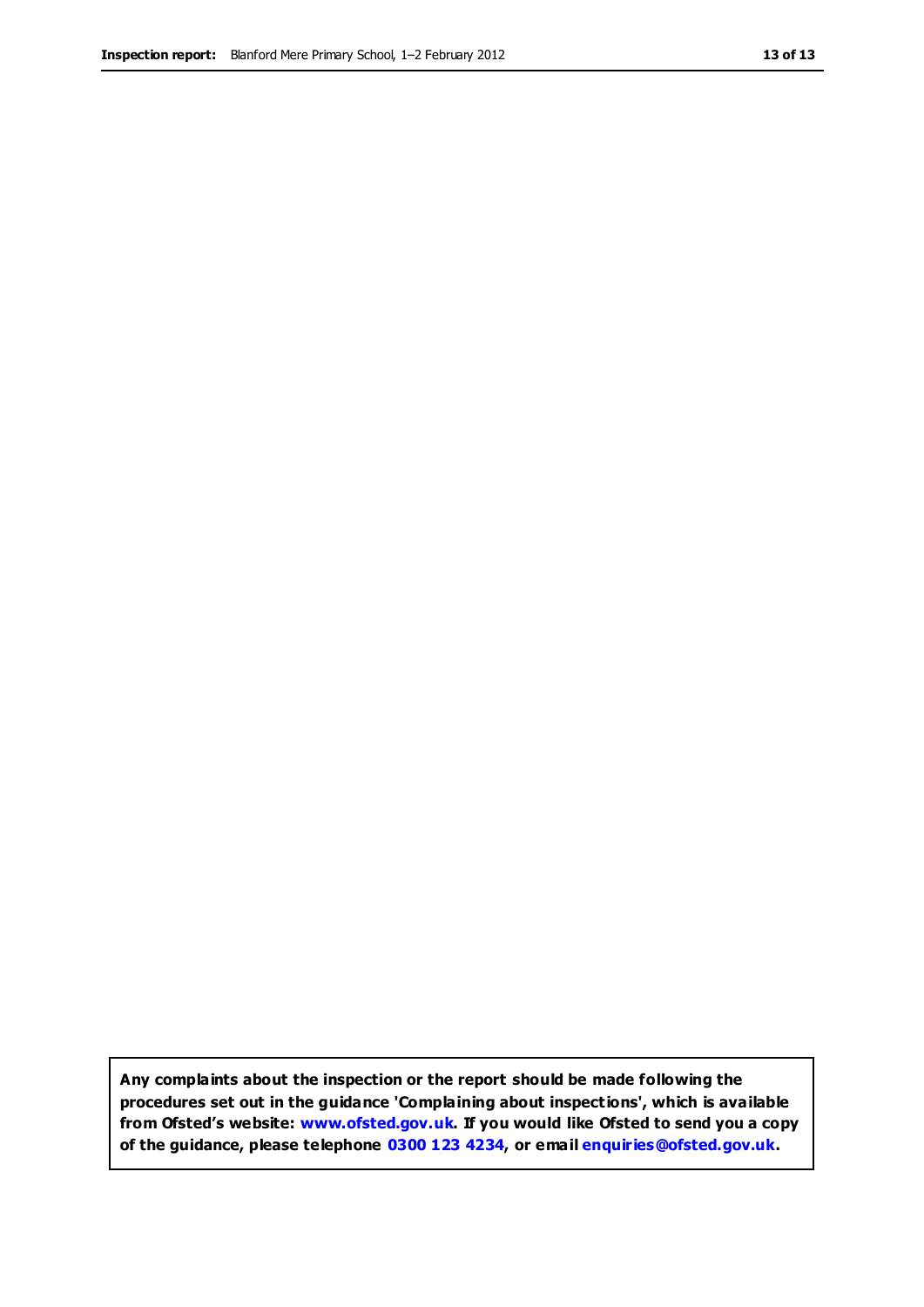**Any complaints about the inspection or the report should be made following the procedures set out in the guidance 'Complaining about inspections', which is available from Ofsted's website: www.ofsted.gov.uk. If you would like Ofsted to send you a copy of the guidance, please telephone 0300 123 4234, or email enquiries@ofsted.gov.uk.**